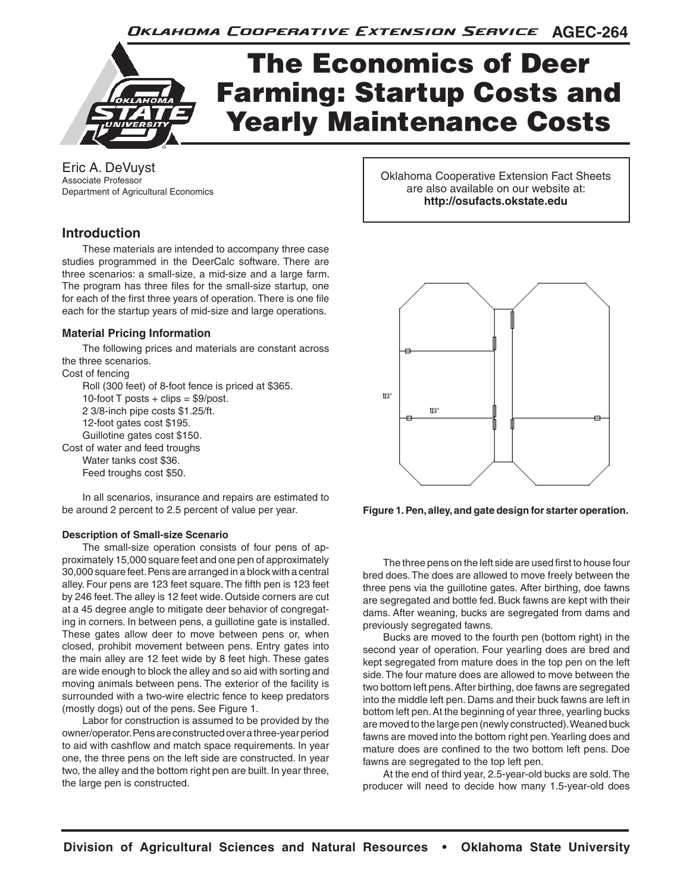Oklahoma Cooperative Extension Service AGEC-264

# The Economics of Deer Farming: Startup Costs and Yearly Maintenance Costs

Eric A. DeVuyst
Associate Professor
Department of Agricultural Economics

Oklahoma Cooperative Extension Fact Sheets are also available on our website at: **http://osufacts.okstate.edu**

## Introduction

These materials are intended to accompany three case studies programmed in the DeerCalc software. There are three scenarios: a small-size, a mid-size and a large farm. The program has three files for the small-size startup, one for each of the first three years of operation. There is one file each for the startup years of mid-size and large operations.

### Material Pricing Information

The following prices and materials are constant across the three scenarios.

Cost of fencing

- Roll (300 feet) of 8-foot fence is priced at $365.
- 10-foot T posts + clips = $9/post.
- 2 3/8-inch pipe costs $1.25/ft.
- 12-foot gates cost $195.
- Guillotine gates cost $150.

Cost of water and feed troughs

- Water tanks cost $36.
- Feed troughs cost $50.

In all scenarios, insurance and repairs are estimated to be around 2 percent to 2.5 percent of value per year.

#### Description of Small-size Scenario

The small-size operation consists of four pens of approximately 15,000 square feet and one pen of approximately 30,000 square feet. Pens are arranged in a block with a central alley. Four pens are 123 feet square. The fifth pen is 123 feet by 246 feet. The alley is 12 feet wide. Outside corners are cut at a 45 degree angle to mitigate deer behavior of congregating in corners. In between pens, a guillotine gate is installed. These gates allow deer to move between pens or, when closed, prohibit movement between pens. Entry gates into the main alley are 12 feet wide by 8 feet high. These gates are wide enough to block the alley and so aid with sorting and moving animals between pens. The exterior of the facility is surrounded with a two-wire electric fence to keep predators (mostly dogs) out of the pens. See Figure 1.

Labor for construction is assumed to be provided by the owner/operator. Pens are constructed over a three-year period to aid with cashflow and match space requirements. In year one, the three pens on the left side are constructed. In year two, the alley and the bottom right pen are built. In year three, the large pen is constructed.

123'

123'

**Figure 1. Pen, alley, and gate design for starter operation.**

The three pens on the left side are used first to house four bred does. The does are allowed to move freely between the three pens via the guillotine gates. After birthing, doe fawns are segregated and bottle fed. Buck fawns are kept with their dams. After weaning, bucks are segregated from dams and previously segregated fawns.

Bucks are moved to the fourth pen (bottom right) in the second year of operation. Four yearling does are bred and kept segregated from mature does in the top pen on the left side. The four mature does are allowed to move between the two bottom left pens. After birthing, doe fawns are segregated into the middle left pen. Dams and their buck fawns are left in bottom left pen. At the beginning of year three, yearling bucks are moved to the large pen (newly constructed). Weaned buck fawns are moved into the bottom right pen. Yearling does and mature does are confined to the two bottom left pens. Doe fawns are segregated to the top left pen.

At the end of third year, 2.5-year-old bucks are sold. The producer will need to decide how many 1.5-year-old does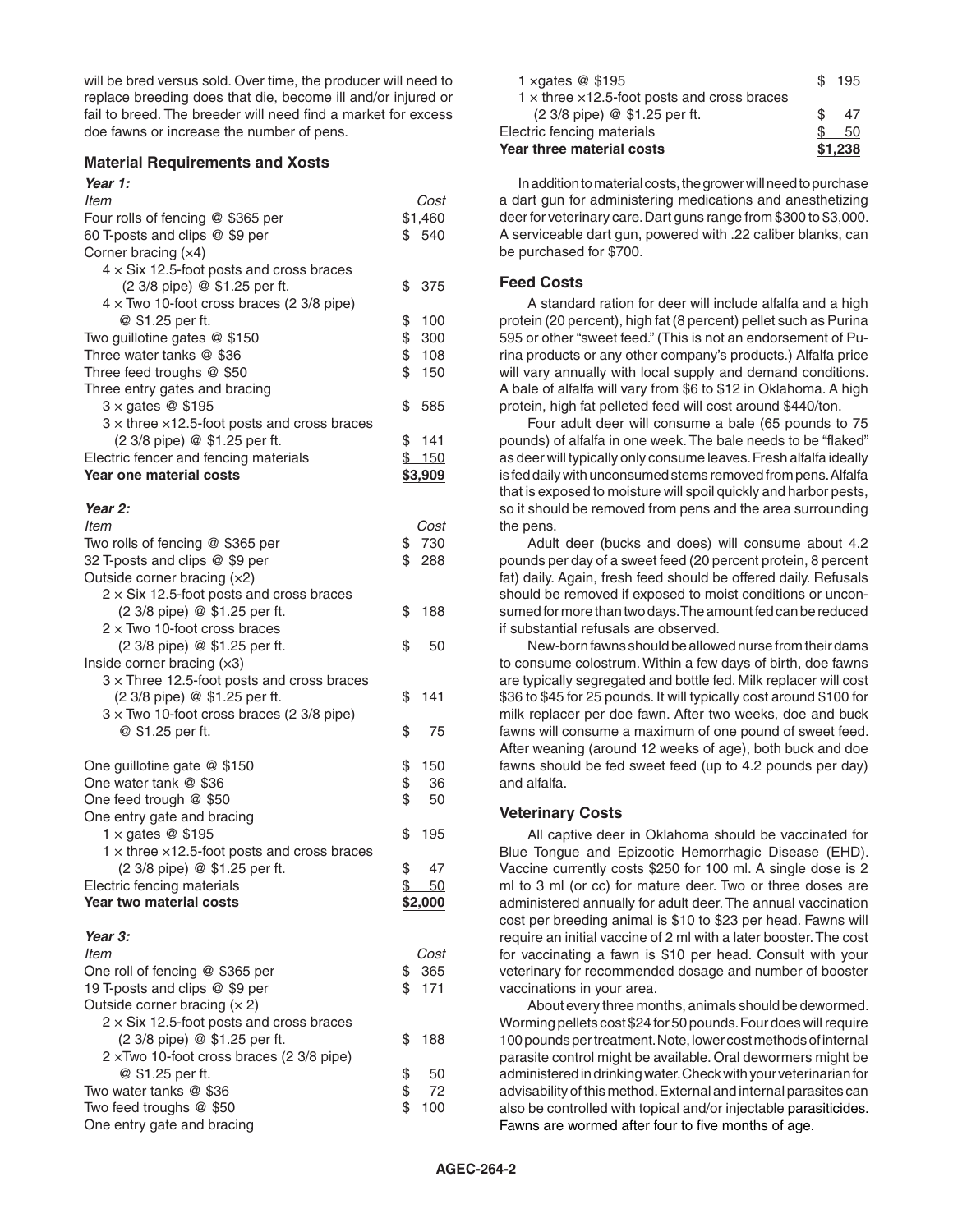will be bred versus sold. Over time, the producer will need to replace breeding does that die, become ill and/or injured or fail to breed. The breeder will need find a market for excess doe fawns or increase the number of pens.

### Material Requirements and Xosts

***Year 1:***

| *Item* | *Cost* |
|---|---|
| Four rolls of fencing @ $365 per | $1,460 |
| 60 T-posts and clips @ $9 per | $ 540 |
| Corner bracing (×4) | |
| 4 × Six 12.5-foot posts and cross braces (2 3/8 pipe) @ $1.25 per ft. | $ 375 |
| 4 × Two 10-foot cross braces (2 3/8 pipe) @ $1.25 per ft. | $ 100 |
| Two guillotine gates @ $150 | $ 300 |
| Three water tanks @ $36 | $ 108 |
| Three feed troughs @ $50 | $ 150 |
| Three entry gates and bracing | |
| 3 × gates @ $195 | $ 585 |
| 3 × three ×12.5-foot posts and cross braces (2 3/8 pipe) @ $1.25 per ft. | $ 141 |
| Electric fencer and fencing materials | $ 150 |
| **Year one material costs** | **$3,909** |

***Year 2:***

| *Item* | *Cost* |
|---|---|
| Two rolls of fencing @ $365 per | $ 730 |
| 32 T-posts and clips @ $9 per | $ 288 |
| Outside corner bracing (×2) | |
| 2 × Six 12.5-foot posts and cross braces (2 3/8 pipe) @ $1.25 per ft. | $ 188 |
| 2 × Two 10-foot cross braces (2 3/8 pipe) @ $1.25 per ft. | $ 50 |
| Inside corner bracing (×3) | |
| 3 × Three 12.5-foot posts and cross braces (2 3/8 pipe) @ $1.25 per ft. | $ 141 |
| 3 × Two 10-foot cross braces (2 3/8 pipe) @ $1.25 per ft. | $ 75 |
| One guillotine gate @ $150 | $ 150 |
| One water tank @ $36 | $ 36 |
| One feed trough @ $50 | $ 50 |
| One entry gate and bracing | |
| 1 × gates @ $195 | $ 195 |
| 1 × three ×12.5-foot posts and cross braces (2 3/8 pipe) @ $1.25 per ft. | $ 47 |
| Electric fencing materials | $ 50 |
| **Year two material costs** | **$2,000** |

***Year 3:***

| *Item* | *Cost* |
|---|---|
| One roll of fencing @ $365 per | $ 365 |
| 19 T-posts and clips @ $9 per | $ 171 |
| Outside corner bracing (× 2) | |
| 2 × Six 12.5-foot posts and cross braces (2 3/8 pipe) @ $1.25 per ft. | $ 188 |
| 2 ×Two 10-foot cross braces (2 3/8 pipe) @ $1.25 per ft. | $ 50 |
| Two water tanks @ $36 | $ 72 |
| Two feed troughs @ $50 | $ 100 |
| One entry gate and bracing | |
| 1 ×gates @ $195 | $ 195 |
| 1 × three ×12.5-foot posts and cross braces (2 3/8 pipe) @ $1.25 per ft. | $ 47 |
| Electric fencing materials | $ 50 |
| **Year three material costs** | **$1,238** |

In addition to material costs, the grower will need to purchase a dart gun for administering medications and anesthetizing deer for veterinary care. Dart guns range from $300 to $3,000. A serviceable dart gun, powered with .22 caliber blanks, can be purchased for $700.

### Feed Costs

A standard ration for deer will include alfalfa and a high protein (20 percent), high fat (8 percent) pellet such as Purina 595 or other "sweet feed." (This is not an endorsement of Purina products or any other company's products.) Alfalfa price will vary annually with local supply and demand conditions. A bale of alfalfa will vary from $6 to $12 in Oklahoma. A high protein, high fat pelleted feed will cost around $440/ton.

Four adult deer will consume a bale (65 pounds to 75 pounds) of alfalfa in one week. The bale needs to be "flaked" as deer will typically only consume leaves. Fresh alfalfa ideally is fed daily with unconsumed stems removed from pens. Alfalfa that is exposed to moisture will spoil quickly and harbor pests, so it should be removed from pens and the area surrounding the pens.

Adult deer (bucks and does) will consume about 4.2 pounds per day of a sweet feed (20 percent protein, 8 percent fat) daily. Again, fresh feed should be offered daily. Refusals should be removed if exposed to moist conditions or unconsumed for more than two days. The amount fed can be reduced if substantial refusals are observed.

New-born fawns should be allowed nurse from their dams to consume colostrum. Within a few days of birth, doe fawns are typically segregated and bottle fed. Milk replacer will cost $36 to $45 for 25 pounds. It will typically cost around $100 for milk replacer per doe fawn. After two weeks, doe and buck fawns will consume a maximum of one pound of sweet feed. After weaning (around 12 weeks of age), both buck and doe fawns should be fed sweet feed (up to 4.2 pounds per day) and alfalfa.

### Veterinary Costs

All captive deer in Oklahoma should be vaccinated for Blue Tongue and Epizootic Hemorrhagic Disease (EHD). Vaccine currently costs $250 for 100 ml. A single dose is 2 ml to 3 ml (or cc) for mature deer. Two or three doses are administered annually for adult deer. The annual vaccination cost per breeding animal is $10 to $23 per head. Fawns will require an initial vaccine of 2 ml with a later booster. The cost for vaccinating a fawn is $10 per head. Consult with your veterinary for recommended dosage and number of booster vaccinations in your area.

About every three months, animals should be dewormed. Worming pellets cost $24 for 50 pounds. Four does will require 100 pounds per treatment. Note, lower cost methods of internal parasite control might be available. Oral dewormers might be administered in drinking water. Check with your veterinarian for advisability of this method. External and internal parasites can also be controlled with topical and/or injectable parasiticides. Fawns are wormed after four to five months of age.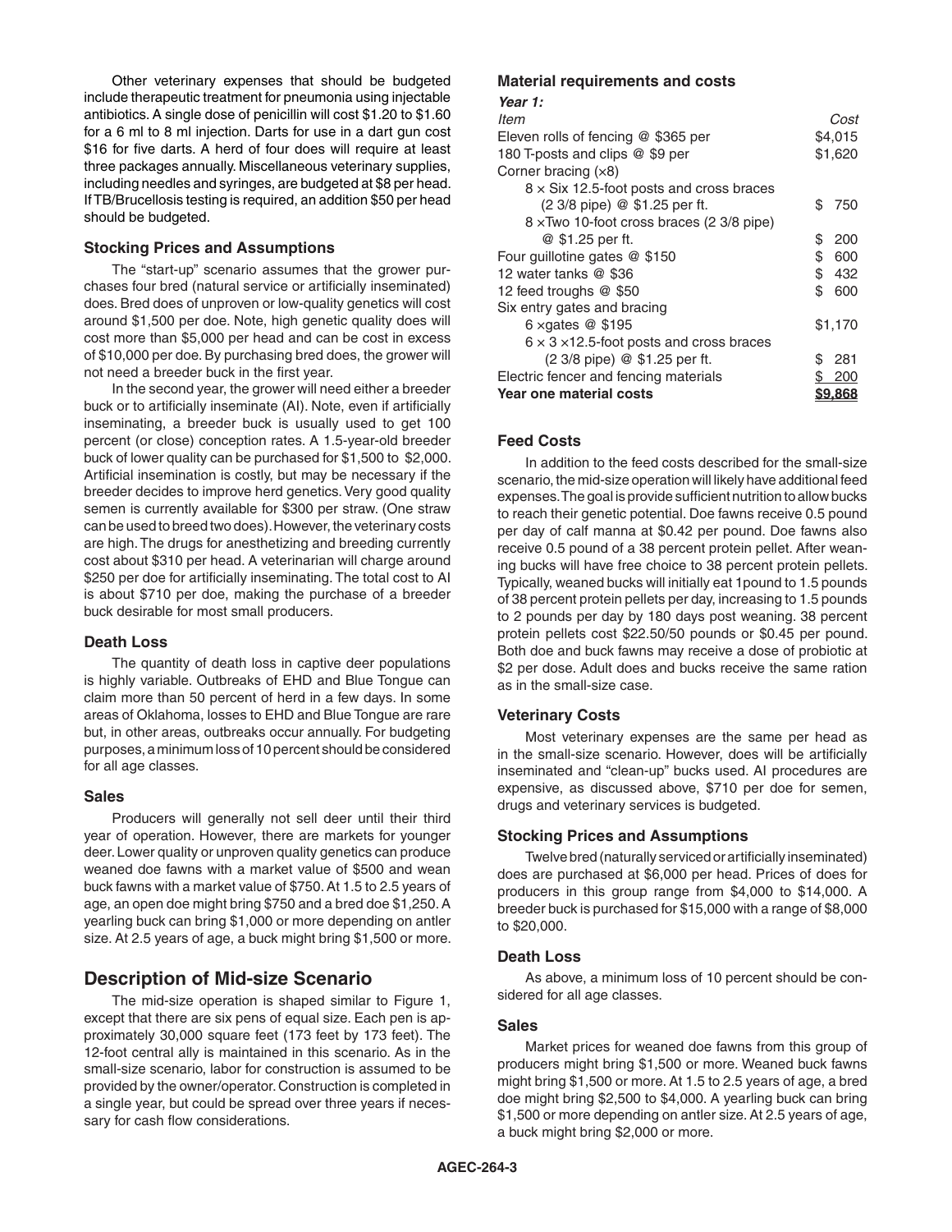Other veterinary expenses that should be budgeted include therapeutic treatment for pneumonia using injectable antibiotics. A single dose of penicillin will cost $1.20 to $1.60 for a 6 ml to 8 ml injection. Darts for use in a dart gun cost $16 for five darts. A herd of four does will require at least three packages annually. Miscellaneous veterinary supplies, including needles and syringes, are budgeted at $8 per head. If TB/Brucellosis testing is required, an addition $50 per head should be budgeted.

### Stocking Prices and Assumptions

The "start-up" scenario assumes that the grower purchases four bred (natural service or artificially inseminated) does. Bred does of unproven or low-quality genetics will cost around $1,500 per doe. Note, high genetic quality does will cost more than $5,000 per head and can be cost in excess of $10,000 per doe. By purchasing bred does, the grower will not need a breeder buck in the first year.

In the second year, the grower will need either a breeder buck or to artificially inseminate (AI). Note, even if artificially inseminating, a breeder buck is usually used to get 100 percent (or close) conception rates. A 1.5-year-old breeder buck of lower quality can be purchased for $1,500 to $2,000. Artificial insemination is costly, but may be necessary if the breeder decides to improve herd genetics. Very good quality semen is currently available for $300 per straw. (One straw can be used to breed two does). However, the veterinary costs are high. The drugs for anesthetizing and breeding currently cost about $310 per head. A veterinarian will charge around $250 per doe for artificially inseminating. The total cost to AI is about $710 per doe, making the purchase of a breeder buck desirable for most small producers.

### Death Loss

The quantity of death loss in captive deer populations is highly variable. Outbreaks of EHD and Blue Tongue can claim more than 50 percent of herd in a few days. In some areas of Oklahoma, losses to EHD and Blue Tongue are rare but, in other areas, outbreaks occur annually. For budgeting purposes, a minimum loss of 10 percent should be considered for all age classes.

### Sales

Producers will generally not sell deer until their third year of operation. However, there are markets for younger deer. Lower quality or unproven quality genetics can produce weaned doe fawns with a market value of $500 and wean buck fawns with a market value of $750. At 1.5 to 2.5 years of age, an open doe might bring $750 and a bred doe $1,250. A yearling buck can bring $1,000 or more depending on antler size. At 2.5 years of age, a buck might bring $1,500 or more.

## Description of Mid-size Scenario

The mid-size operation is shaped similar to Figure 1, except that there are six pens of equal size. Each pen is approximately 30,000 square feet (173 feet by 173 feet). The 12-foot central ally is maintained in this scenario. As in the small-size scenario, labor for construction is assumed to be provided by the owner/operator. Construction is completed in a single year, but could be spread over three years if necessary for cash flow considerations.

### Material requirements and costs

*Year 1:*

| *Item* | *Cost* |
|---|---|
| Eleven rolls of fencing @ $365 per | $4,015 |
| 180 T-posts and clips @ $9 per | $1,620 |
| Corner bracing (×8) | |
| 8 × Six 12.5-foot posts and cross braces (2 3/8 pipe) @ $1.25 per ft. | $ 750 |
| 8 ×Two 10-foot cross braces (2 3/8 pipe) @ $1.25 per ft. | $ 200 |
| Four guillotine gates @ $150 | $ 600 |
| 12 water tanks @ $36 | $ 432 |
| 12 feed troughs @ $50 | $ 600 |
| Six entry gates and bracing | |
| 6 ×gates @ $195 | $1,170 |
| 6 × 3 ×12.5-foot posts and cross braces (2 3/8 pipe) @ $1.25 per ft. | $ 281 |
| Electric fencer and fencing materials | $ 200 |
| **Year one material costs** | **$9,868** |

### Feed Costs

In addition to the feed costs described for the small-size scenario, the mid-size operation will likely have additional feed expenses. The goal is provide sufficient nutrition to allow bucks to reach their genetic potential. Doe fawns receive 0.5 pound per day of calf manna at $0.42 per pound. Doe fawns also receive 0.5 pound of a 38 percent protein pellet. After weaning bucks will have free choice to 38 percent protein pellets. Typically, weaned bucks will initially eat 1pound to 1.5 pounds of 38 percent protein pellets per day, increasing to 1.5 pounds to 2 pounds per day by 180 days post weaning. 38 percent protein pellets cost $22.50/50 pounds or $0.45 per pound. Both doe and buck fawns may receive a dose of probiotic at $2 per dose. Adult does and bucks receive the same ration as in the small-size case.

### Veterinary Costs

Most veterinary expenses are the same per head as in the small-size scenario. However, does will be artificially inseminated and "clean-up" bucks used. AI procedures are expensive, as discussed above, $710 per doe for semen, drugs and veterinary services is budgeted.

### Stocking Prices and Assumptions

Twelve bred (naturally serviced or artificially inseminated) does are purchased at $6,000 per head. Prices of does for producers in this group range from $4,000 to $14,000. A breeder buck is purchased for $15,000 with a range of $8,000 to $20,000.

### Death Loss

As above, a minimum loss of 10 percent should be considered for all age classes.

### Sales

Market prices for weaned doe fawns from this group of producers might bring $1,500 or more. Weaned buck fawns might bring $1,500 or more. At 1.5 to 2.5 years of age, a bred doe might bring $2,500 to $4,000. A yearling buck can bring $1,500 or more depending on antler size. At 2.5 years of age, a buck might bring $2,000 or more.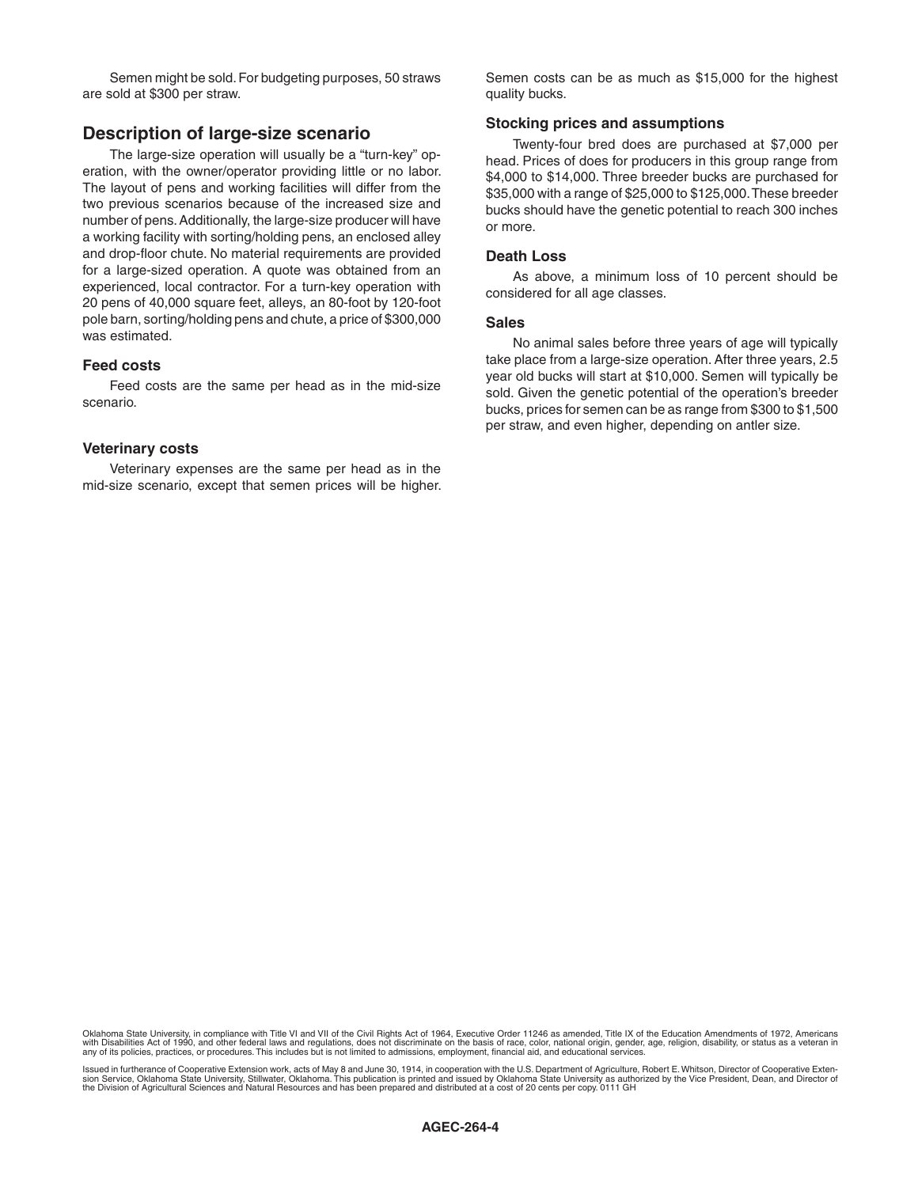Semen might be sold. For budgeting purposes, 50 straws are sold at $300 per straw.

## Description of large-size scenario

The large-size operation will usually be a "turn-key" operation, with the owner/operator providing little or no labor. The layout of pens and working facilities will differ from the two previous scenarios because of the increased size and number of pens. Additionally, the large-size producer will have a working facility with sorting/holding pens, an enclosed alley and drop-floor chute. No material requirements are provided for a large-sized operation. A quote was obtained from an experienced, local contractor. For a turn-key operation with 20 pens of 40,000 square feet, alleys, an 80-foot by 120-foot pole barn, sorting/holding pens and chute, a price of $300,000 was estimated.

### Feed costs

Feed costs are the same per head as in the mid-size scenario.

### Veterinary costs

Veterinary expenses are the same per head as in the mid-size scenario, except that semen prices will be higher. Semen costs can be as much as $15,000 for the highest quality bucks.

### Stocking prices and assumptions

Twenty-four bred does are purchased at $7,000 per head. Prices of does for producers in this group range from $4,000 to $14,000. Three breeder bucks are purchased for $35,000 with a range of $25,000 to $125,000. These breeder bucks should have the genetic potential to reach 300 inches or more.

### Death Loss

As above, a minimum loss of 10 percent should be considered for all age classes.

### Sales

No animal sales before three years of age will typically take place from a large-size operation. After three years, 2.5 year old bucks will start at $10,000. Semen will typically be sold. Given the genetic potential of the operation's breeder bucks, prices for semen can be as range from $300 to $1,500 per straw, and even higher, depending on antler size.

Oklahoma State University, in compliance with Title VI and VII of the Civil Rights Act of 1964, Executive Order 11246 as amended, Title IX of the Education Amendments of 1972, Americans with Disabilities Act of 1990, and other federal laws and regulations, does not discriminate on the basis of race, color, national origin, gender, age, religion, disability, or status as a veteran in any of its policies, practices, or procedures. This includes but is not limited to admissions, employment, financial aid, and educational services.

Issued in furtherance of Cooperative Extension work, acts of May 8 and June 30, 1914, in cooperation with the U.S. Department of Agriculture, Robert E. Whitson, Director of Cooperative Extension Service, Oklahoma State University, Stillwater, Oklahoma. This publication is printed and issued by Oklahoma State University as authorized by the Vice President, Dean, and Director of the Division of Agricultural Sciences and Natural Resources and has been prepared and distributed at a cost of 20 cents per copy. 0111 GH